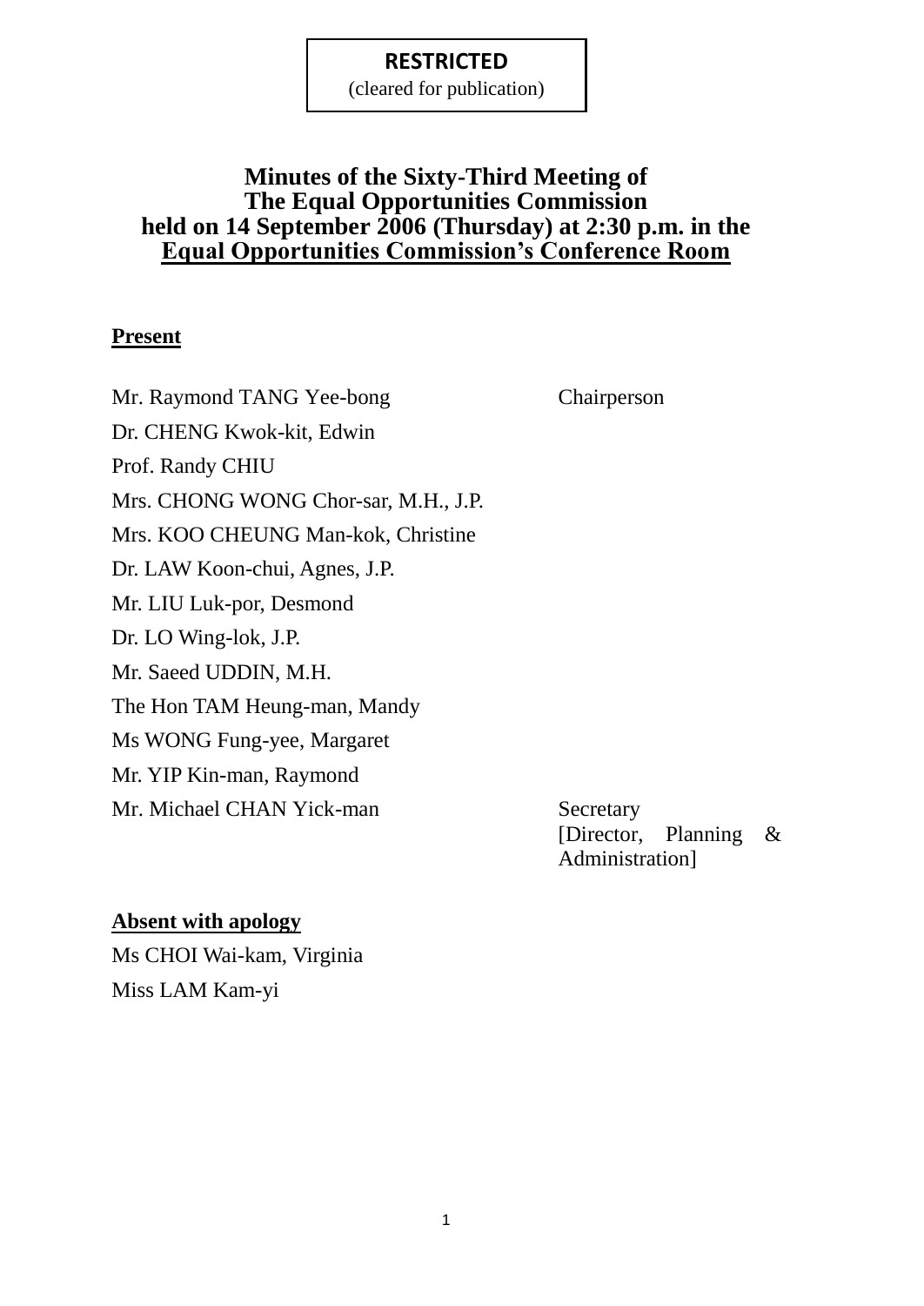**RESTRICTED**
(cleared for publication)

# Minutes of the Sixty-Third Meeting of The Equal Opportunities Commission held on 14 September 2006 (Thursday) at 2:30 p.m. in the Equal Opportunities Commission's Conference Room

## Present

| | |
|---|---|
| Mr. Raymond TANG Yee-bong | Chairperson |
| Dr. CHENG Kwok-kit, Edwin | |
| Prof. Randy CHIU | |
| Mrs. CHONG WONG Chor-sar, M.H., J.P. | |
| Mrs. KOO CHEUNG Man-kok, Christine | |
| Dr. LAW Koon-chui, Agnes, J.P. | |
| Mr. LIU Luk-por, Desmond | |
| Dr. LO Wing-lok, J.P. | |
| Mr. Saeed UDDIN, M.H. | |
| The Hon TAM Heung-man, Mandy | |
| Ms WONG Fung-yee, Margaret | |
| Mr. YIP Kin-man, Raymond | |
| Mr. Michael CHAN Yick-man | Secretary [Director, Planning & Administration] |

## Absent with apology

Ms CHOI Wai-kam, Virginia
Miss LAM Kam-yi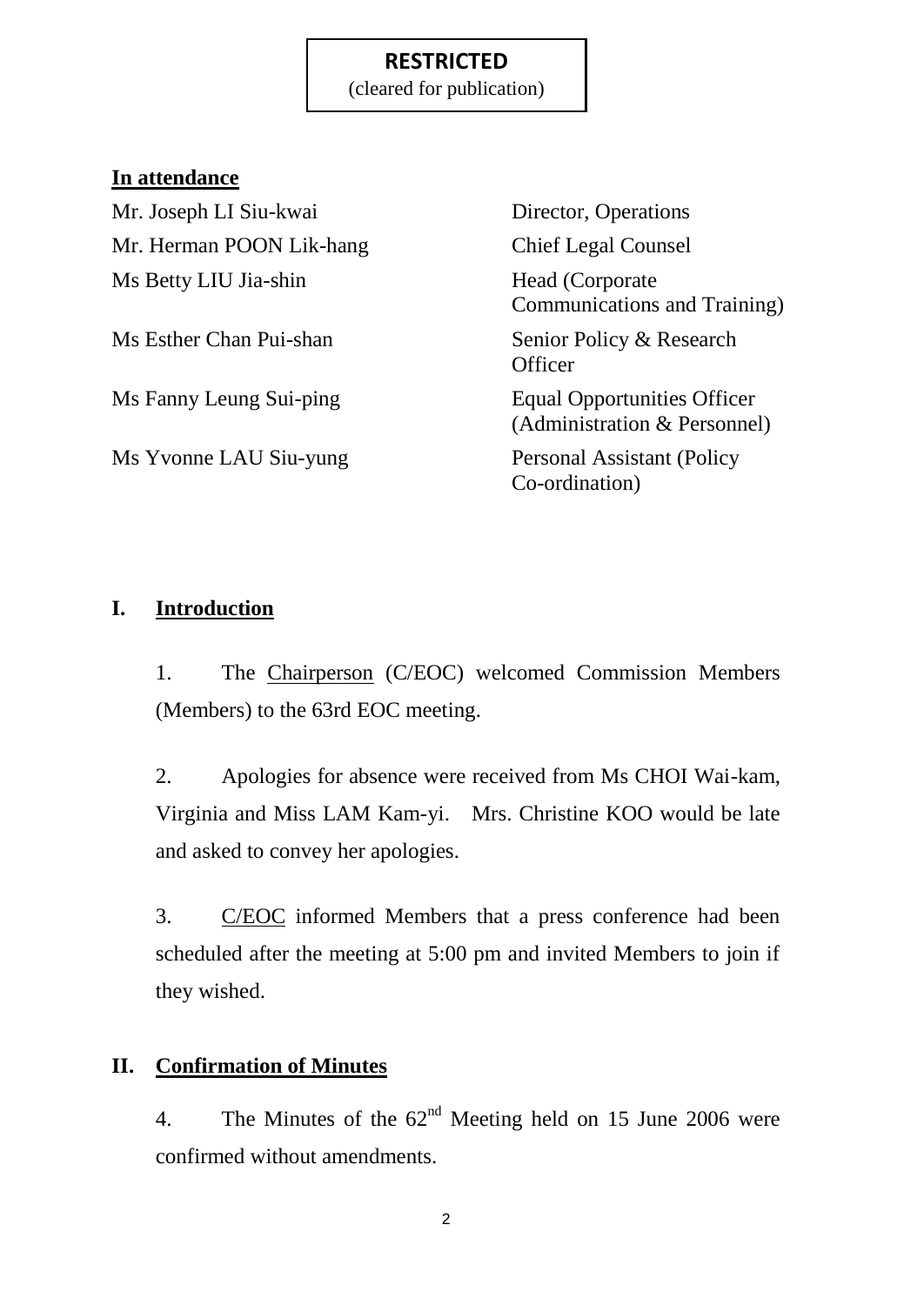**RESTRICTED**
(cleared for publication)

**In attendance**

| | |
|---|---|
| Mr. Joseph LI Siu-kwai | Director, Operations |
| Mr. Herman POON Lik-hang | Chief Legal Counsel |
| Ms Betty LIU Jia-shin | Head (Corporate Communications and Training) |
| Ms Esther Chan Pui-shan | Senior Policy & Research Officer |
| Ms Fanny Leung Sui-ping | Equal Opportunities Officer (Administration & Personnel) |
| Ms Yvonne LAU Siu-yung | Personal Assistant (Policy Co-ordination) |

## I. Introduction

1. The Chairperson (C/EOC) welcomed Commission Members (Members) to the 63rd EOC meeting.

2. Apologies for absence were received from Ms CHOI Wai-kam, Virginia and Miss LAM Kam-yi. Mrs. Christine KOO would be late and asked to convey her apologies.

3. C/EOC informed Members that a press conference had been scheduled after the meeting at 5:00 pm and invited Members to join if they wished.

## II. Confirmation of Minutes

4. The Minutes of the 62nd Meeting held on 15 June 2006 were confirmed without amendments.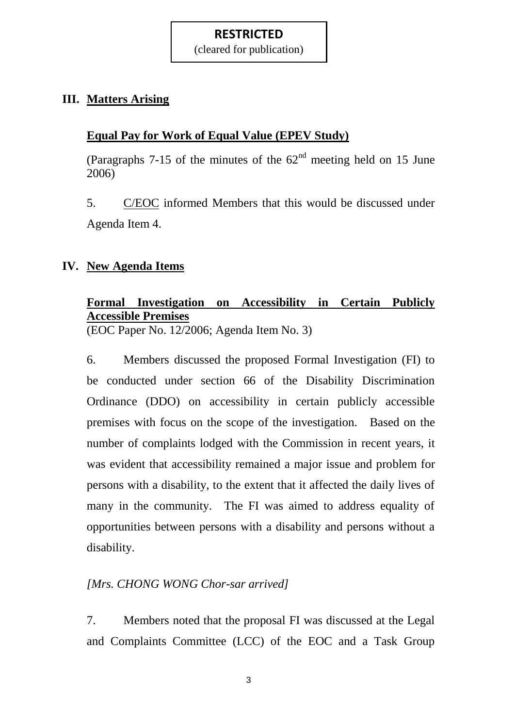**RESTRICTED**
(cleared for publication)

## III. Matters Arising

### Equal Pay for Work of Equal Value (EPEV Study)

(Paragraphs 7-15 of the minutes of the $62^{nd}$ meeting held on 15 June 2006)

5. C/EOC informed Members that this would be discussed under Agenda Item 4.

## IV. New Agenda Items

### Formal Investigation on Accessibility in Certain Publicly Accessible Premises

(EOC Paper No. 12/2006; Agenda Item No. 3)

6. Members discussed the proposed Formal Investigation (FI) to be conducted under section 66 of the Disability Discrimination Ordinance (DDO) on accessibility in certain publicly accessible premises with focus on the scope of the investigation. Based on the number of complaints lodged with the Commission in recent years, it was evident that accessibility remained a major issue and problem for persons with a disability, to the extent that it affected the daily lives of many in the community. The FI was aimed to address equality of opportunities between persons with a disability and persons without a disability.

*[Mrs. CHONG WONG Chor-sar arrived]*

7. Members noted that the proposal FI was discussed at the Legal and Complaints Committee (LCC) of the EOC and a Task Group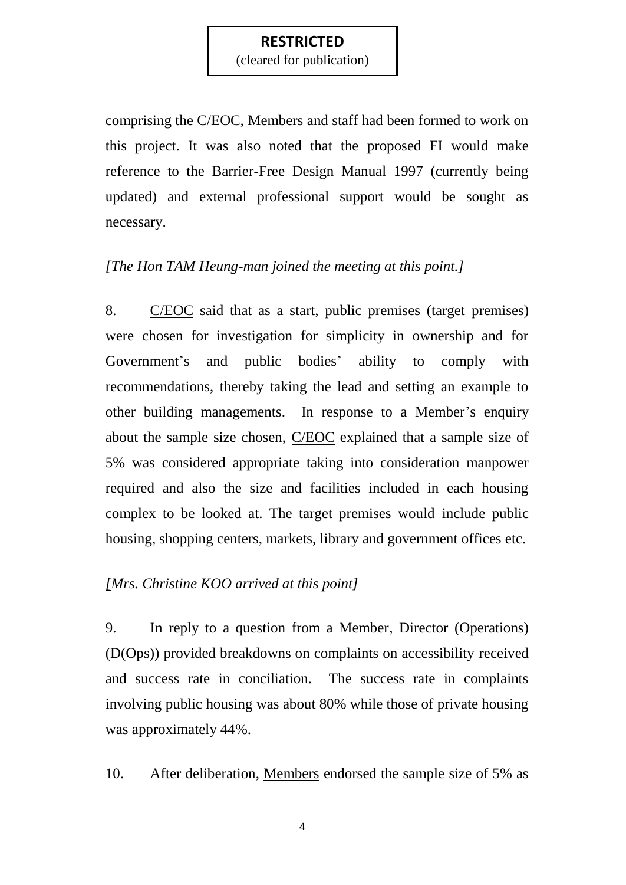comprising the C/EOC, Members and staff had been formed to work on this project. It was also noted that the proposed FI would make reference to the Barrier-Free Design Manual 1997 (currently being updated) and external professional support would be sought as necessary.

*[The Hon TAM Heung-man joined the meeting at this point.]*

8. C/EOC said that as a start, public premises (target premises) were chosen for investigation for simplicity in ownership and for Government's and public bodies' ability to comply with recommendations, thereby taking the lead and setting an example to other building managements. In response to a Member's enquiry about the sample size chosen, C/EOC explained that a sample size of 5% was considered appropriate taking into consideration manpower required and also the size and facilities included in each housing complex to be looked at. The target premises would include public housing, shopping centers, markets, library and government offices etc.

*[Mrs. Christine KOO arrived at this point]*

9. In reply to a question from a Member, Director (Operations) (D(Ops)) provided breakdowns on complaints on accessibility received and success rate in conciliation. The success rate in complaints involving public housing was about 80% while those of private housing was approximately 44%.

10. After deliberation, Members endorsed the sample size of 5% as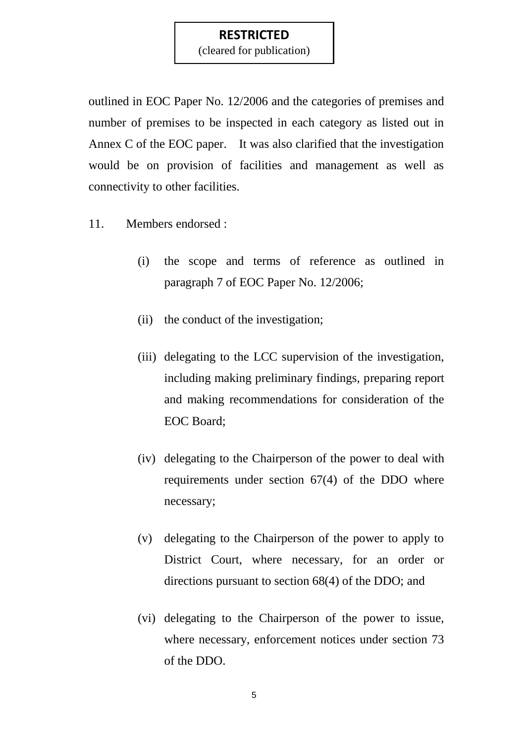**RESTRICTED**
(cleared for publication)

outlined in EOC Paper No. 12/2006 and the categories of premises and number of premises to be inspected in each category as listed out in Annex C of the EOC paper. It was also clarified that the investigation would be on provision of facilities and management as well as connectivity to other facilities.

11. Members endorsed :

(i) the scope and terms of reference as outlined in paragraph 7 of EOC Paper No. 12/2006;

(ii) the conduct of the investigation;

(iii) delegating to the LCC supervision of the investigation, including making preliminary findings, preparing report and making recommendations for consideration of the EOC Board;

(iv) delegating to the Chairperson of the power to deal with requirements under section 67(4) of the DDO where necessary;

(v) delegating to the Chairperson of the power to apply to District Court, where necessary, for an order or directions pursuant to section 68(4) of the DDO; and

(vi) delegating to the Chairperson of the power to issue, where necessary, enforcement notices under section 73 of the DDO.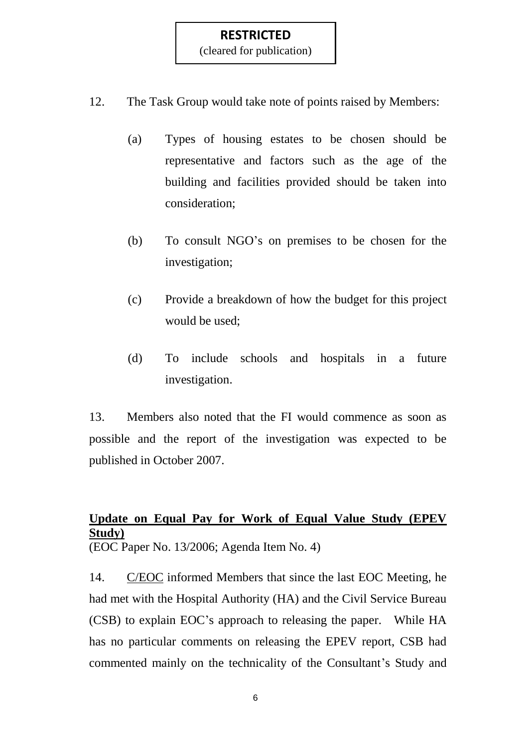**RESTRICTED**
(cleared for publication)

12. The Task Group would take note of points raised by Members:

(a) Types of housing estates to be chosen should be representative and factors such as the age of the building and facilities provided should be taken into consideration;

(b) To consult NGO's on premises to be chosen for the investigation;

(c) Provide a breakdown of how the budget for this project would be used;

(d) To include schools and hospitals in a future investigation.

13. Members also noted that the FI would commence as soon as possible and the report of the investigation was expected to be published in October 2007.

**Update on Equal Pay for Work of Equal Value Study (EPEV Study)**
(EOC Paper No. 13/2006; Agenda Item No. 4)

14. C/EOC informed Members that since the last EOC Meeting, he had met with the Hospital Authority (HA) and the Civil Service Bureau (CSB) to explain EOC's approach to releasing the paper. While HA has no particular comments on releasing the EPEV report, CSB had commented mainly on the technicality of the Consultant's Study and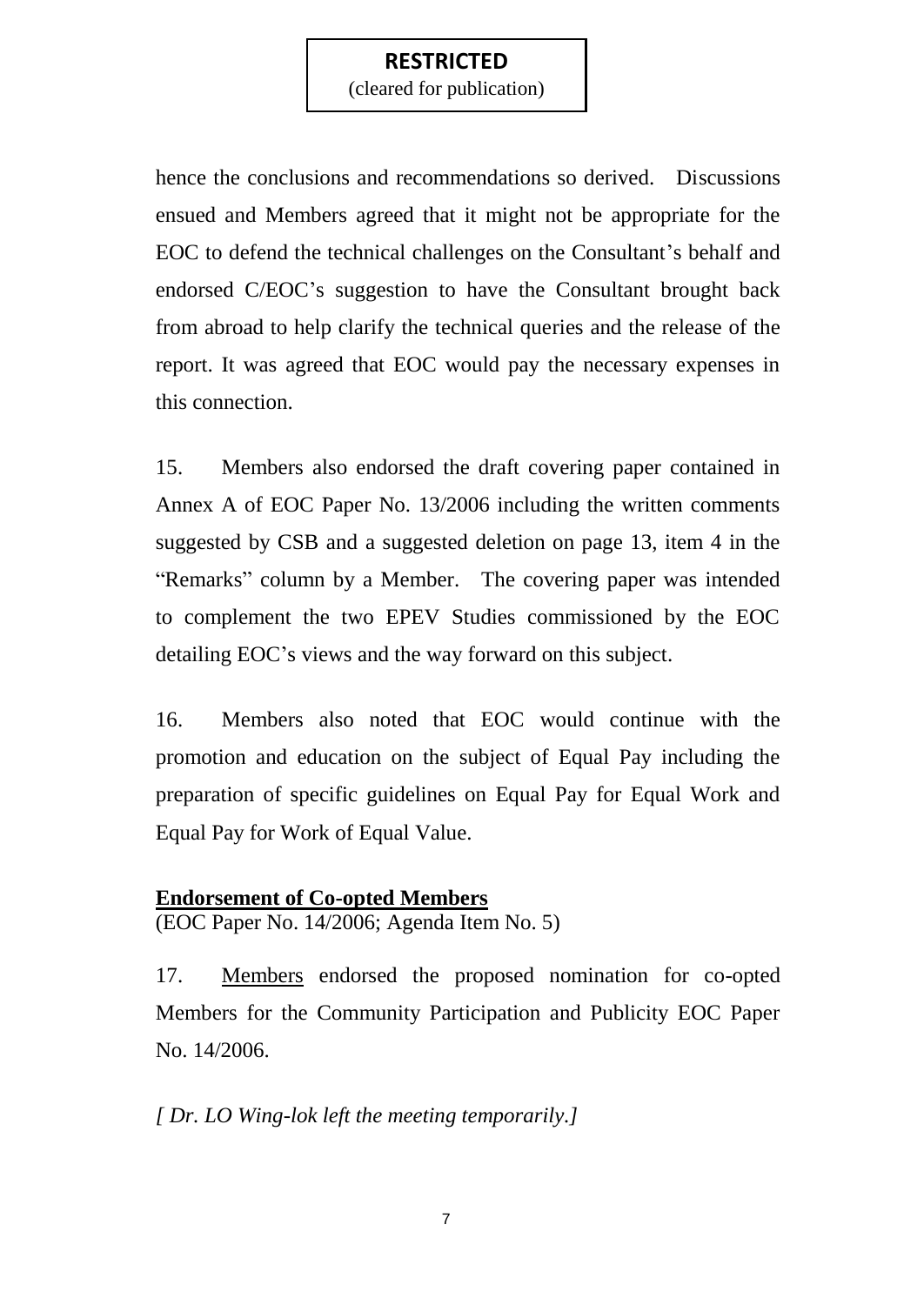**RESTRICTED**
(cleared for publication)

hence the conclusions and recommendations so derived. Discussions ensued and Members agreed that it might not be appropriate for the EOC to defend the technical challenges on the Consultant's behalf and endorsed C/EOC's suggestion to have the Consultant brought back from abroad to help clarify the technical queries and the release of the report. It was agreed that EOC would pay the necessary expenses in this connection.

15. Members also endorsed the draft covering paper contained in Annex A of EOC Paper No. 13/2006 including the written comments suggested by CSB and a suggested deletion on page 13, item 4 in the "Remarks" column by a Member. The covering paper was intended to complement the two EPEV Studies commissioned by the EOC detailing EOC's views and the way forward on this subject.

16. Members also noted that EOC would continue with the promotion and education on the subject of Equal Pay including the preparation of specific guidelines on Equal Pay for Equal Work and Equal Pay for Work of Equal Value.

**Endorsement of Co-opted Members**

(EOC Paper No. 14/2006; Agenda Item No. 5)

17. Members endorsed the proposed nomination for co-opted Members for the Community Participation and Publicity EOC Paper No. 14/2006.

*[ Dr. LO Wing-lok left the meeting temporarily.]*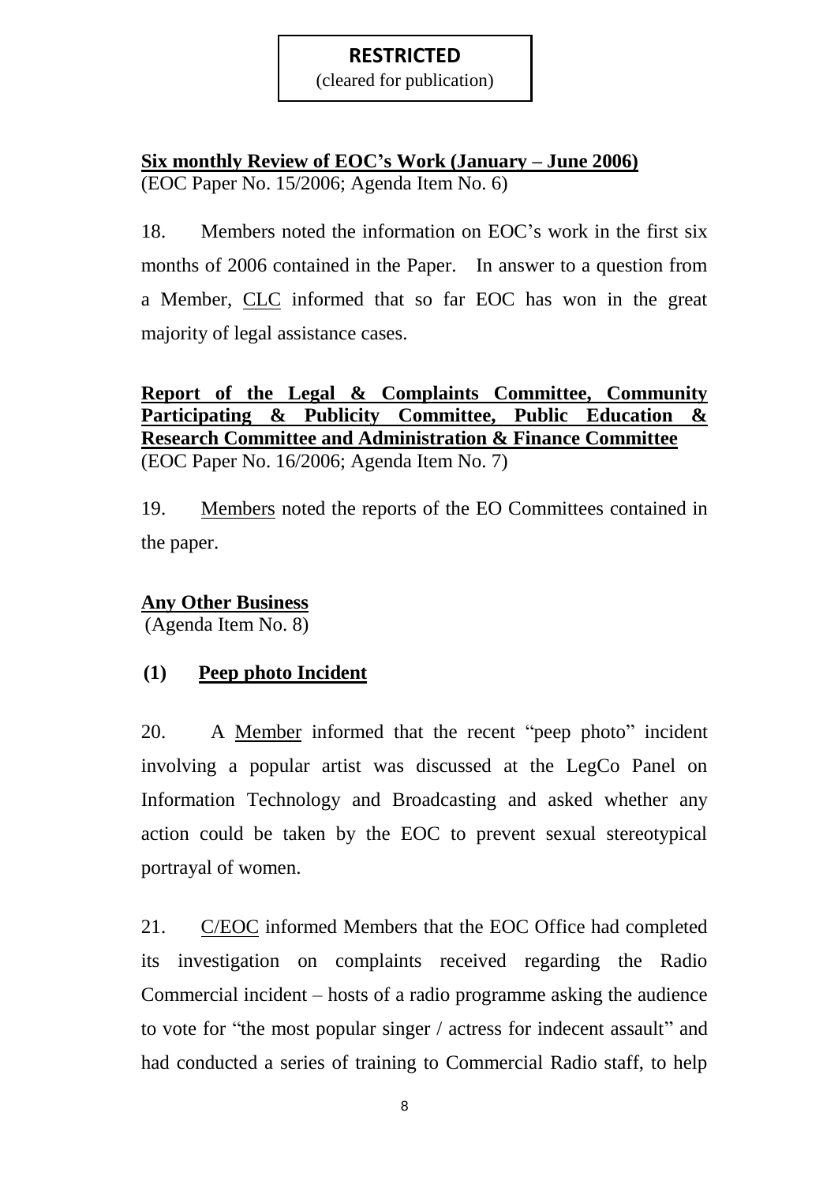**RESTRICTED**
(cleared for publication)

**<u>Six monthly Review of EOC's Work (January – June 2006)</u>**
(EOC Paper No. 15/2006; Agenda Item No. 6)

18. Members noted the information on EOC's work in the first six months of 2006 contained in the Paper. In answer to a question from a Member, <u>CLC</u> informed that so far EOC has won in the great majority of legal assistance cases.

**<u>Report of the Legal & Complaints Committee, Community Participating & Publicity Committee, Public Education & Research Committee and Administration & Finance Committee</u>**
(EOC Paper No. 16/2006; Agenda Item No. 7)

19. <u>Members</u> noted the reports of the EO Committees contained in the paper.

**<u>Any Other Business</u>**
(Agenda Item No. 8)

**(1) <u>Peep photo Incident</u>**

20. A <u>Member</u> informed that the recent "peep photo" incident involving a popular artist was discussed at the LegCo Panel on Information Technology and Broadcasting and asked whether any action could be taken by the EOC to prevent sexual stereotypical portrayal of women.

21. <u>C/EOC</u> informed Members that the EOC Office had completed its investigation on complaints received regarding the Radio Commercial incident – hosts of a radio programme asking the audience to vote for "the most popular singer / actress for indecent assault" and had conducted a series of training to Commercial Radio staff, to help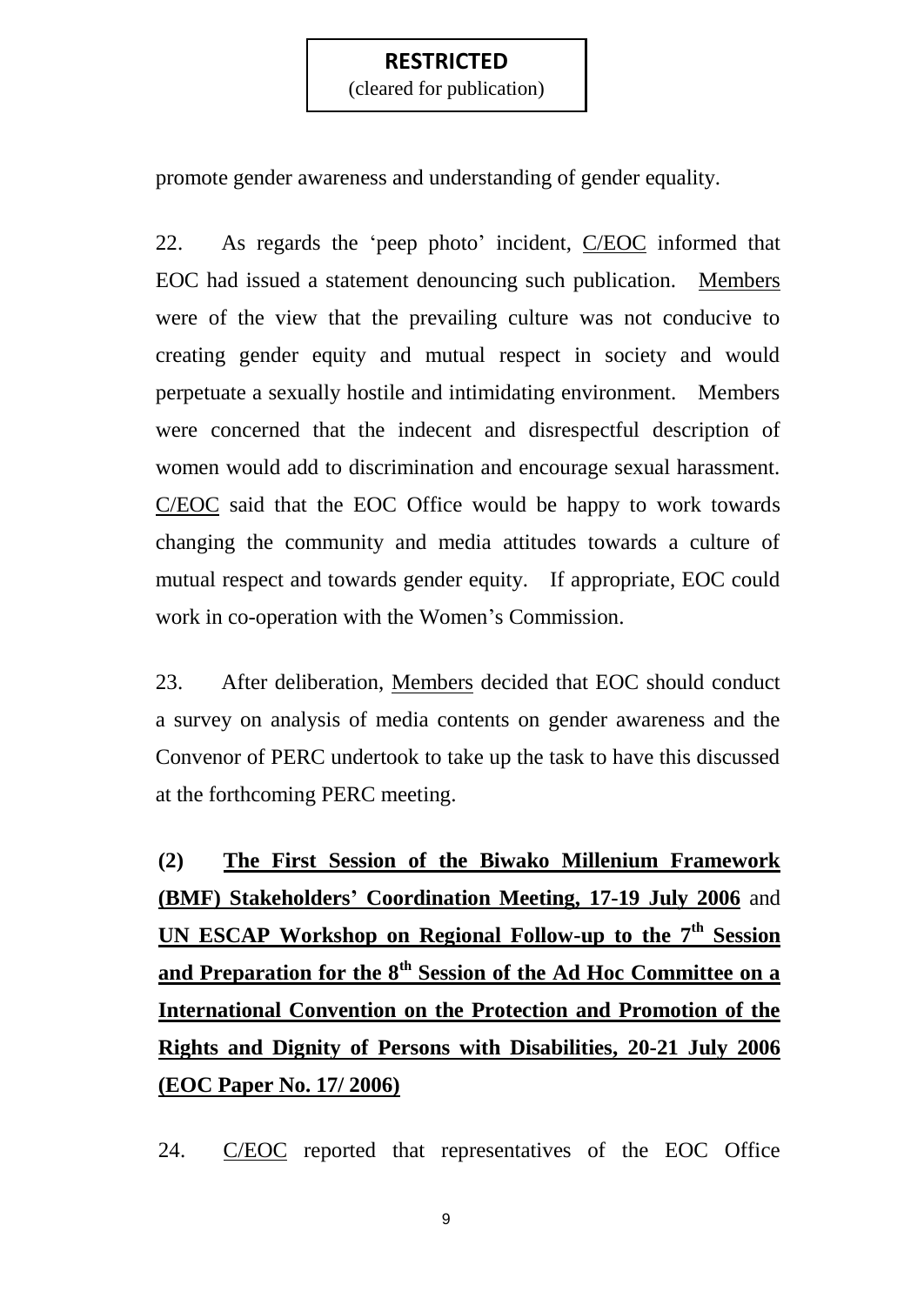promote gender awareness and understanding of gender equality.

22. As regards the 'peep photo' incident, C/EOC informed that EOC had issued a statement denouncing such publication. Members were of the view that the prevailing culture was not conducive to creating gender equity and mutual respect in society and would perpetuate a sexually hostile and intimidating environment. Members were concerned that the indecent and disrespectful description of women would add to discrimination and encourage sexual harassment. C/EOC said that the EOC Office would be happy to work towards changing the community and media attitudes towards a culture of mutual respect and towards gender equity. If appropriate, EOC could work in co-operation with the Women's Commission.

23. After deliberation, Members decided that EOC should conduct a survey on analysis of media contents on gender awareness and the Convenor of PERC undertook to take up the task to have this discussed at the forthcoming PERC meeting.

**(2) The First Session of the Biwako Millenium Framework (BMF) Stakeholders' Coordination Meeting, 17-19 July 2006** and **UN ESCAP Workshop on Regional Follow-up to the 7th Session and Preparation for the 8th Session of the Ad Hoc Committee on a International Convention on the Protection and Promotion of the Rights and Dignity of Persons with Disabilities, 20-21 July 2006 (EOC Paper No. 17/ 2006)**

24. C/EOC reported that representatives of the EOC Office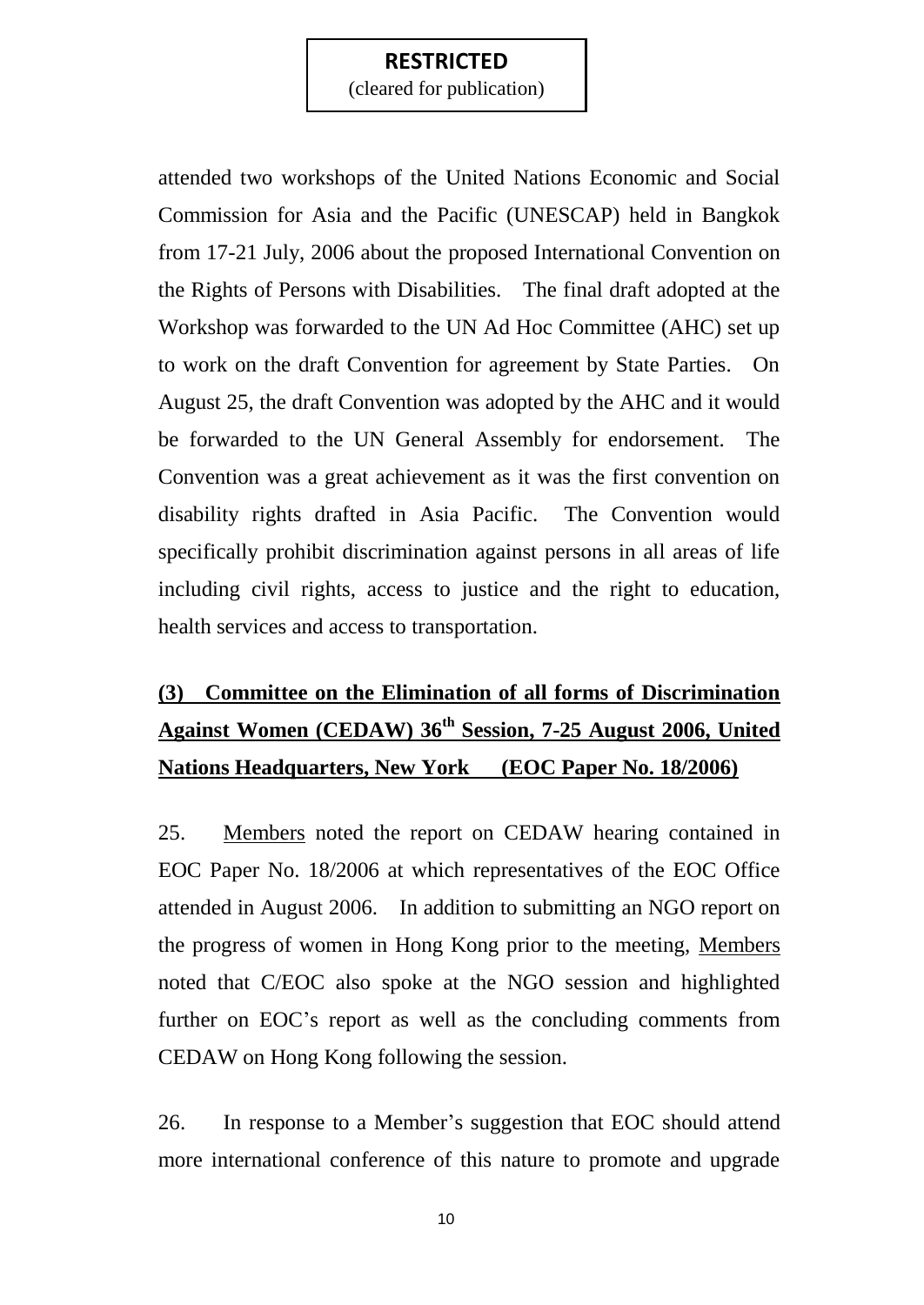attended two workshops of the United Nations Economic and Social Commission for Asia and the Pacific (UNESCAP) held in Bangkok from 17-21 July, 2006 about the proposed International Convention on the Rights of Persons with Disabilities. The final draft adopted at the Workshop was forwarded to the UN Ad Hoc Committee (AHC) set up to work on the draft Convention for agreement by State Parties. On August 25, the draft Convention was adopted by the AHC and it would be forwarded to the UN General Assembly for endorsement. The Convention was a great achievement as it was the first convention on disability rights drafted in Asia Pacific. The Convention would specifically prohibit discrimination against persons in all areas of life including civil rights, access to justice and the right to education, health services and access to transportation.

**(3) Committee on the Elimination of all forms of Discrimination Against Women (CEDAW) 36th Session, 7-25 August 2006, United Nations Headquarters, New York (EOC Paper No. 18/2006)**

25. Members noted the report on CEDAW hearing contained in EOC Paper No. 18/2006 at which representatives of the EOC Office attended in August 2006. In addition to submitting an NGO report on the progress of women in Hong Kong prior to the meeting, Members noted that C/EOC also spoke at the NGO session and highlighted further on EOC's report as well as the concluding comments from CEDAW on Hong Kong following the session.

26. In response to a Member's suggestion that EOC should attend more international conference of this nature to promote and upgrade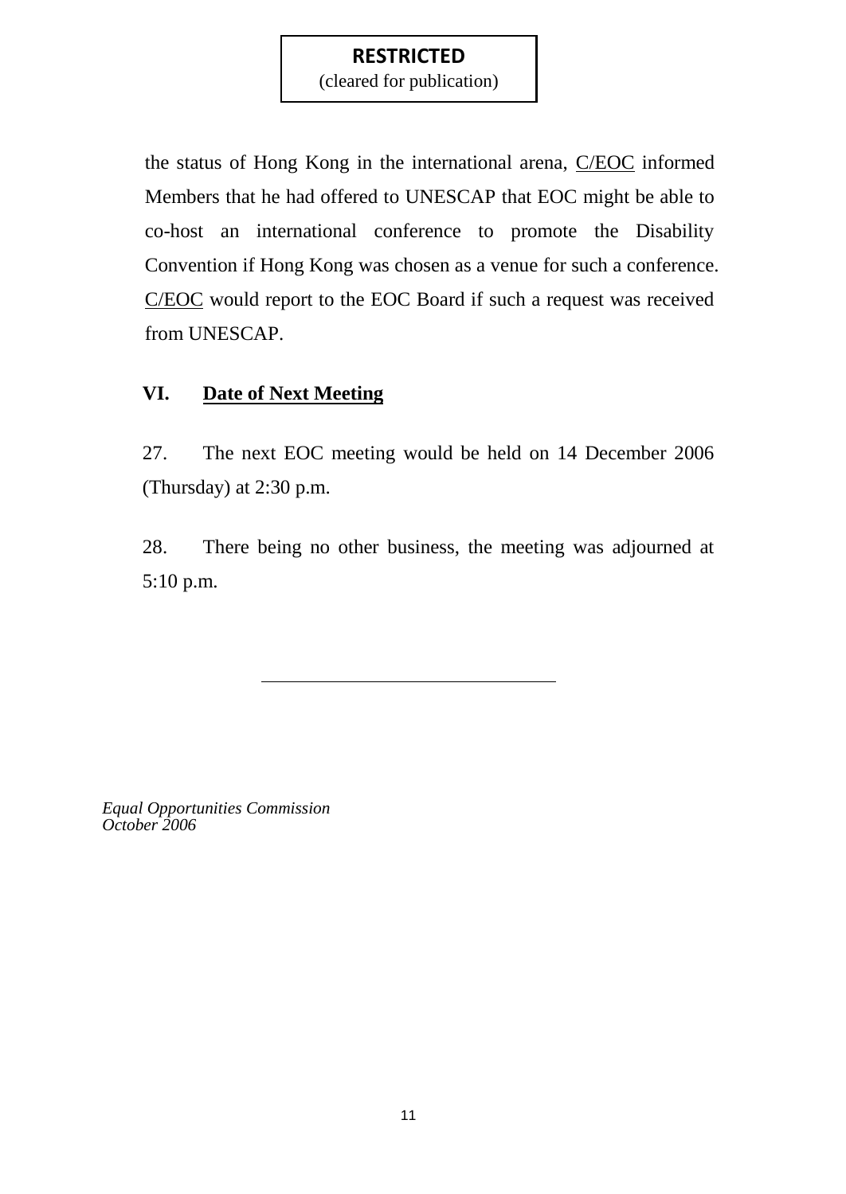**RESTRICTED**
(cleared for publication)

the status of Hong Kong in the international arena, C/EOC informed Members that he had offered to UNESCAP that EOC might be able to co-host an international conference to promote the Disability Convention if Hong Kong was chosen as a venue for such a conference. C/EOC would report to the EOC Board if such a request was received from UNESCAP.

## VI. Date of Next Meeting

27. The next EOC meeting would be held on 14 December 2006 (Thursday) at 2:30 p.m.

28. There being no other business, the meeting was adjourned at 5:10 p.m.

---

*Equal Opportunities Commission*
*October 2006*